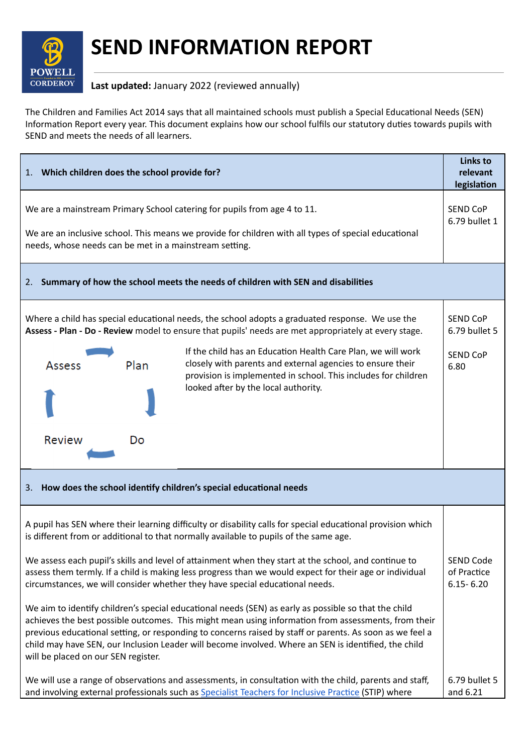# SEND INFORMATION REPORT

**Last updated:** January 2022 (reviewed annually)

The Children and Families Act 2014 says that all maintained schools must publish a Special Educational Needs (SEN) Information Report every year. This document explains how our school fulfils our statutory duties towards pupils with SEND and meets the needs of all learners.

| 1. **Which children does the school provide for?** | **Links to relevant legislation** |
|---|---|
| We are a mainstream Primary School catering for pupils from age 4 to 11.<br><br>We are an inclusive school. This means we provide for children with all types of special educational needs, whose needs can be met in a mainstream setting. | SEND CoP 6.79 bullet 1 |
| 2. **Summary of how the school meets the needs of children with SEN and disabilities** | |
| Where a child has special educational needs, the school adopts a graduated response. We use the **Assess - Plan - Do - Review** model to ensure that pupils' needs are met appropriately at every stage.<br><br>Assess → Plan → Do → Review<br><br>If the child has an Education Health Care Plan, we will work closely with parents and external agencies to ensure their provision is implemented in school. This includes for children looked after by the local authority. | SEND CoP 6.79 bullet 5<br><br>SEND CoP 6.80 |
| 3. **How does the school identify children's special educational needs** | |
| A pupil has SEN where their learning difficulty or disability calls for special educational provision which is different from or additional to that normally available to pupils of the same age.<br><br>We assess each pupil's skills and level of attainment when they start at the school, and continue to assess them termly. If a child is making less progress than we would expect for their age or individual circumstances, we will consider whether they have special educational needs.<br><br>We aim to identify children's special educational needs (SEN) as early as possible so that the child achieves the best possible outcomes. This might mean using information from assessments, from their previous educational setting, or responding to concerns raised by staff or parents. As soon as we feel a child may have SEN, our Inclusion Leader will become involved. Where an SEN is identified, the child will be placed on our SEN register. | SEND Code of Practice 6.15- 6.20 |
| We will use a range of observations and assessments, in consultation with the child, parents and staff, and involving external professionals such as Specialist Teachers for Inclusive Practice (STIP) where | 6.79 bullet 5 and 6.21 |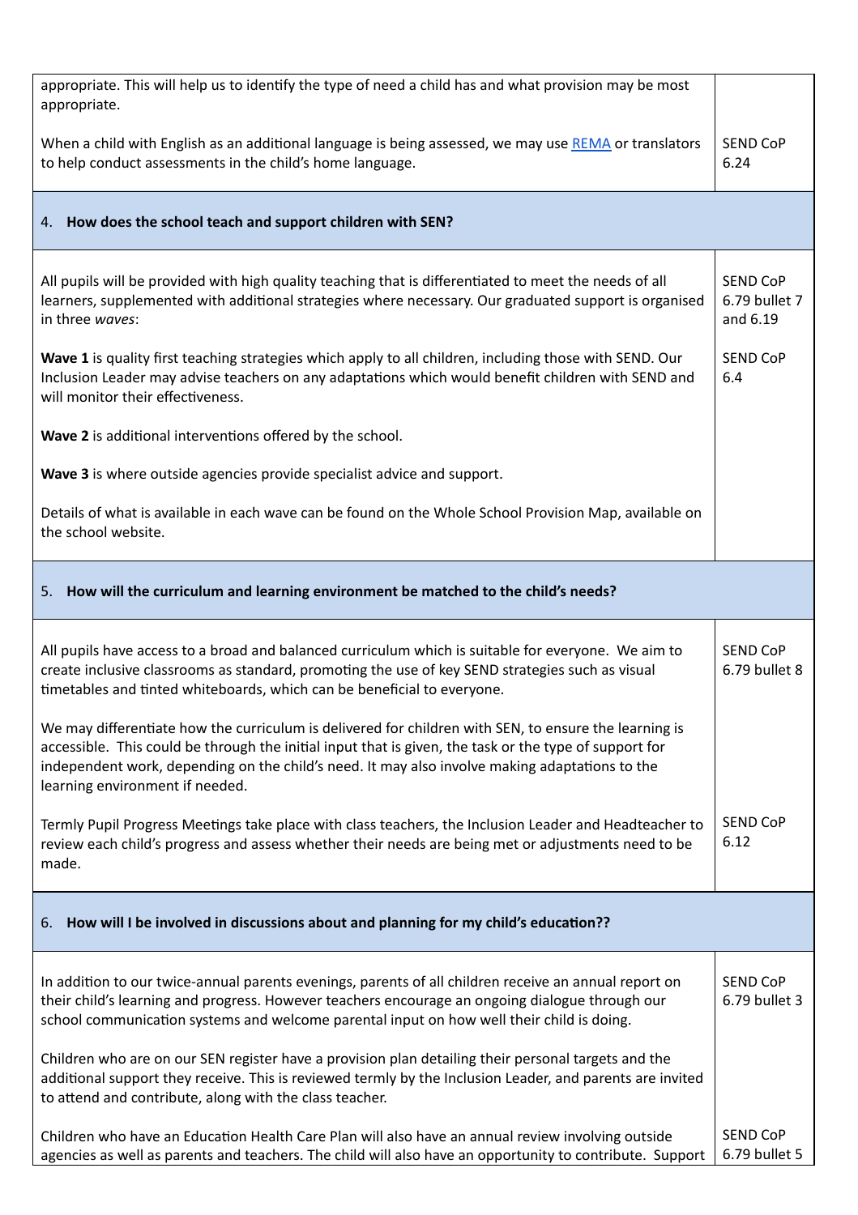| | |
|---|---|
| appropriate. This will help us to identify the type of need a child has and what provision may be most appropriate. | |
| When a child with English as an additional language is being assessed, we may use [REMA] or translators to help conduct assessments in the child's home language. | SEND CoP 6.24 |

## 4. How does the school teach and support children with SEN?

| | |
|---|---|
| All pupils will be provided with high quality teaching that is differentiated to meet the needs of all learners, supplemented with additional strategies where necessary. Our graduated support is organised in three *waves*: | SEND CoP 6.79 bullet 7 and 6.19 |
| **Wave 1** is quality first teaching strategies which apply to all children, including those with SEND. Our Inclusion Leader may advise teachers on any adaptations which would benefit children with SEND and will monitor their effectiveness. | SEND CoP 6.4 |
| **Wave 2** is additional interventions offered by the school. | |
| **Wave 3** is where outside agencies provide specialist advice and support. | |
| Details of what is available in each wave can be found on the Whole School Provision Map, available on the school website. | |

## 5. How will the curriculum and learning environment be matched to the child's needs?

| | |
|---|---|
| All pupils have access to a broad and balanced curriculum which is suitable for everyone. We aim to create inclusive classrooms as standard, promoting the use of key SEND strategies such as visual timetables and tinted whiteboards, which can be beneficial to everyone. | SEND CoP 6.79 bullet 8 |
| We may differentiate how the curriculum is delivered for children with SEN, to ensure the learning is accessible. This could be through the initial input that is given, the task or the type of support for independent work, depending on the child's need. It may also involve making adaptations to the learning environment if needed. | |
| Termly Pupil Progress Meetings take place with class teachers, the Inclusion Leader and Headteacher to review each child's progress and assess whether their needs are being met or adjustments need to be made. | SEND CoP 6.12 |

## 6. How will I be involved in discussions about and planning for my child's education??

| | |
|---|---|
| In addition to our twice-annual parents evenings, parents of all children receive an annual report on their child's learning and progress. However teachers encourage an ongoing dialogue through our school communication systems and welcome parental input on how well their child is doing. | SEND CoP 6.79 bullet 3 |
| Children who are on our SEN register have a provision plan detailing their personal targets and the additional support they receive. This is reviewed termly by the Inclusion Leader, and parents are invited to attend and contribute, along with the class teacher. | |
| Children who have an Education Health Care Plan will also have an annual review involving outside agencies as well as parents and teachers. The child will also have an opportunity to contribute. Support | SEND CoP 6.79 bullet 5 |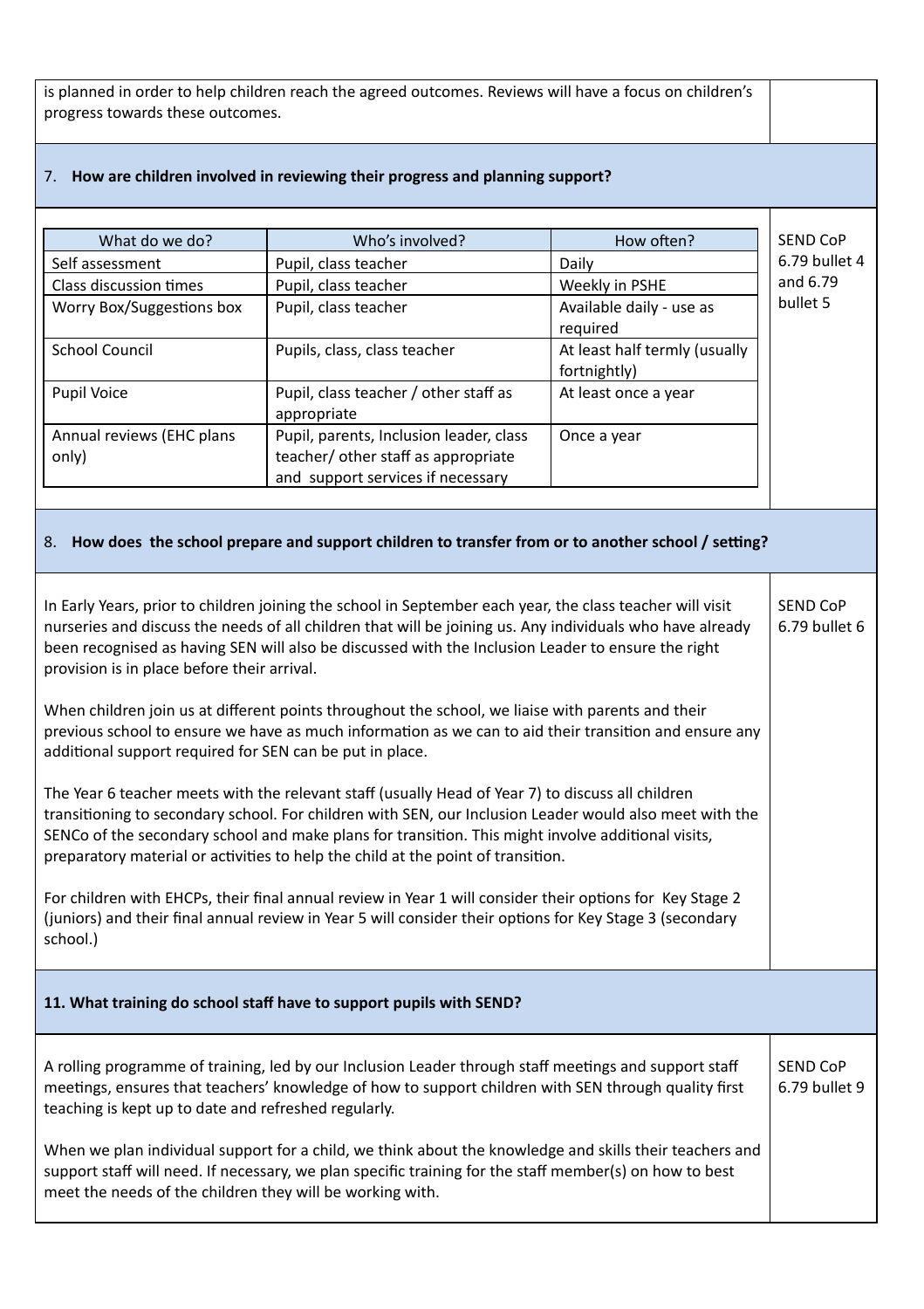is planned in order to help children reach the agreed outcomes. Reviews will have a focus on children's progress towards these outcomes.

## 7. How are children involved in reviewing their progress and planning support?

| What do we do? | Who's involved? | How often? |
|---|---|---|
| Self assessment | Pupil, class teacher | Daily |
| Class discussion times | Pupil, class teacher | Weekly in PSHE |
| Worry Box/Suggestions box | Pupil, class teacher | Available daily - use as required |
| School Council | Pupils, class, class teacher | At least half termly (usually fortnightly) |
| Pupil Voice | Pupil, class teacher / other staff as appropriate | At least once a year |
| Annual reviews (EHC plans only) | Pupil, parents, Inclusion leader, class teacher/ other staff as appropriate and support services if necessary | Once a year |

SEND CoP 6.79 bullet 4 and 6.79 bullet 5

## 8. How does the school prepare and support children to transfer from or to another school / setting?

In Early Years, prior to children joining the school in September each year, the class teacher will visit nurseries and discuss the needs of all children that will be joining us. Any individuals who have already been recognised as having SEN will also be discussed with the Inclusion Leader to ensure the right provision is in place before their arrival.

When children join us at different points throughout the school, we liaise with parents and their previous school to ensure we have as much information as we can to aid their transition and ensure any additional support required for SEN can be put in place.

The Year 6 teacher meets with the relevant staff (usually Head of Year 7) to discuss all children transitioning to secondary school. For children with SEN, our Inclusion Leader would also meet with the SENCo of the secondary school and make plans for transition. This might involve additional visits, preparatory material or activities to help the child at the point of transition.

For children with EHCPs, their final annual review in Year 1 will consider their options for Key Stage 2 (juniors) and their final annual review in Year 5 will consider their options for Key Stage 3 (secondary school.)

SEND CoP 6.79 bullet 6

## 11. What training do school staff have to support pupils with SEND?

A rolling programme of training, led by our Inclusion Leader through staff meetings and support staff meetings, ensures that teachers' knowledge of how to support children with SEN through quality first teaching is kept up to date and refreshed regularly.

When we plan individual support for a child, we think about the knowledge and skills their teachers and support staff will need. If necessary, we plan specific training for the staff member(s) on how to best meet the needs of the children they will be working with.

SEND CoP 6.79 bullet 9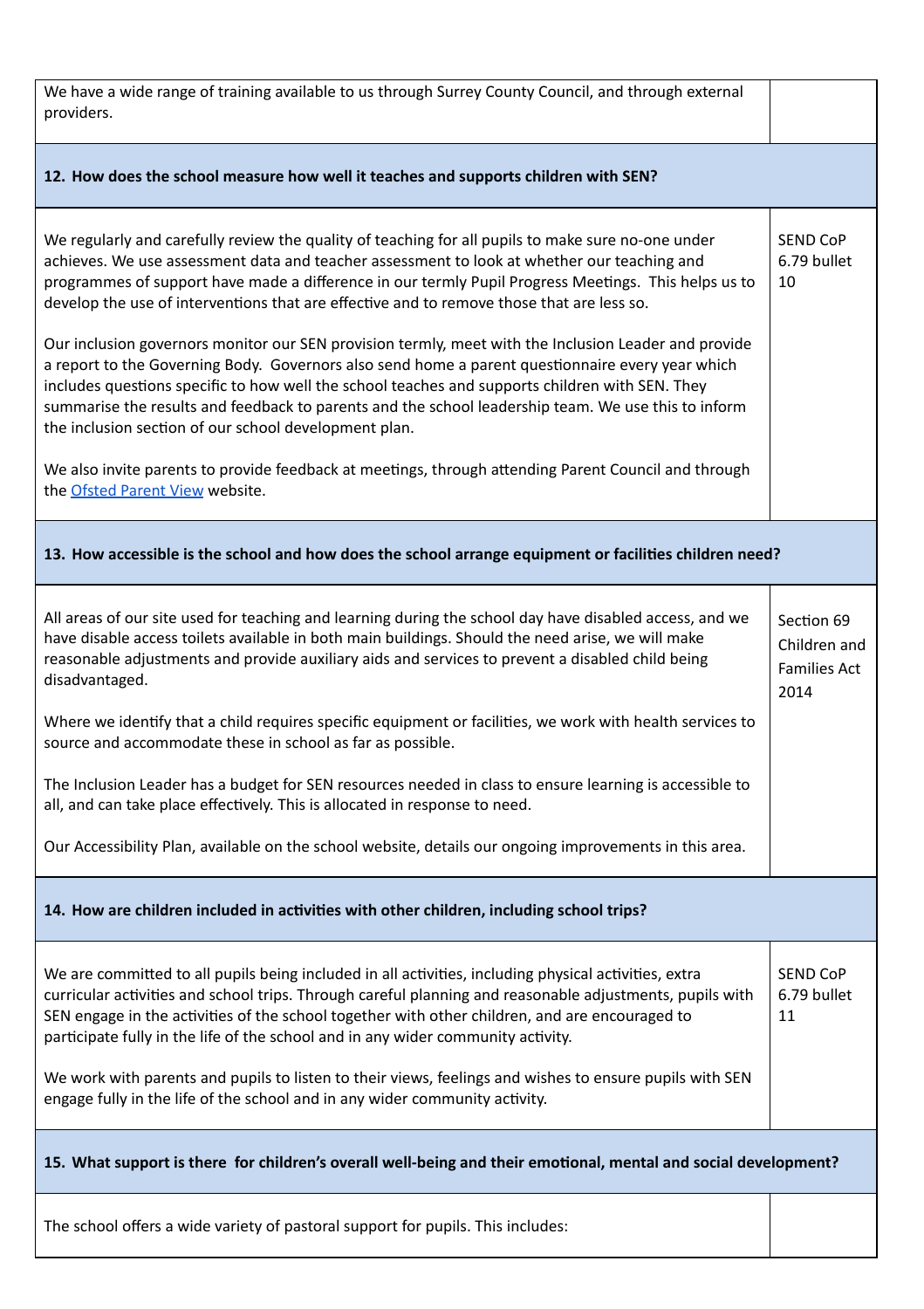| | |
|---|---|
| We have a wide range of training available to us through Surrey County Council, and through external providers. | |
| **12. How does the school measure how well it teaches and supports children with SEN?** | |
| We regularly and carefully review the quality of teaching for all pupils to make sure no-one under achieves. We use assessment data and teacher assessment to look at whether our teaching and programmes of support have made a difference in our termly Pupil Progress Meetings. This helps us to develop the use of interventions that are effective and to remove those that are less so.<br><br>Our inclusion governors monitor our SEN provision termly, meet with the Inclusion Leader and provide a report to the Governing Body. Governors also send home a parent questionnaire every year which includes questions specific to how well the school teaches and supports children with SEN. They summarise the results and feedback to parents and the school leadership team. We use this to inform the inclusion section of our school development plan.<br><br>We also invite parents to provide feedback at meetings, through attending Parent Council and through the [Ofsted Parent View]() website. | SEND CoP 6.79 bullet 10 |
| **13. How accessible is the school and how does the school arrange equipment or facilities children need?** | |
| All areas of our site used for teaching and learning during the school day have disabled access, and we have disable access toilets available in both main buildings. Should the need arise, we will make reasonable adjustments and provide auxiliary aids and services to prevent a disabled child being disadvantaged.<br><br>Where we identify that a child requires specific equipment or facilities, we work with health services to source and accommodate these in school as far as possible.<br><br>The Inclusion Leader has a budget for SEN resources needed in class to ensure learning is accessible to all, and can take place effectively. This is allocated in response to need.<br><br>Our Accessibility Plan, available on the school website, details our ongoing improvements in this area. | Section 69 Children and Families Act 2014 |
| **14. How are children included in activities with other children, including school trips?** | |
| We are committed to all pupils being included in all activities, including physical activities, extra curricular activities and school trips. Through careful planning and reasonable adjustments, pupils with SEN engage in the activities of the school together with other children, and are encouraged to participate fully in the life of the school and in any wider community activity.<br><br>We work with parents and pupils to listen to their views, feelings and wishes to ensure pupils with SEN engage fully in the life of the school and in any wider community activity. | SEND CoP 6.79 bullet 11 |
| **15. What support is there for children's overall well-being and their emotional, mental and social development?** | |
| The school offers a wide variety of pastoral support for pupils. This includes: | |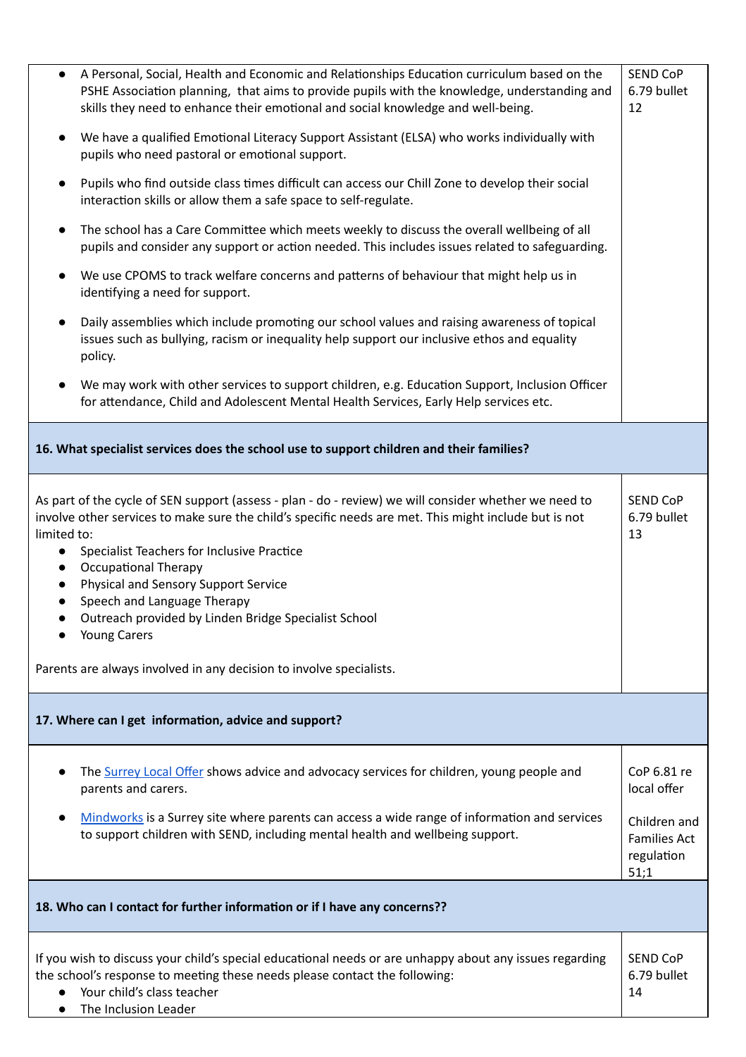| | |
|---|---|
| <ul><li>A Personal, Social, Health and Economic and Relationships Education curriculum based on the PSHE Association planning, that aims to provide pupils with the knowledge, understanding and skills they need to enhance their emotional and social knowledge and well-being.</li><li>We have a qualified Emotional Literacy Support Assistant (ELSA) who works individually with pupils who need pastoral or emotional support.</li><li>Pupils who find outside class times difficult can access our Chill Zone to develop their social interaction skills or allow them a safe space to self-regulate.</li><li>The school has a Care Committee which meets weekly to discuss the overall wellbeing of all pupils and consider any support or action needed. This includes issues related to safeguarding.</li><li>We use CPOMS to track welfare concerns and patterns of behaviour that might help us in identifying a need for support.</li><li>Daily assemblies which include promoting our school values and raising awareness of topical issues such as bullying, racism or inequality help support our inclusive ethos and equality policy.</li><li>We may work with other services to support children, e.g. Education Support, Inclusion Officer for attendance, Child and Adolescent Mental Health Services, Early Help services etc.</li></ul> | SEND CoP 6.79 bullet 12 |
| **16. What specialist services does the school use to support children and their families?** | |
| As part of the cycle of SEN support (assess - plan - do - review) we will consider whether we need to involve other services to make sure the child's specific needs are met. This might include but is not limited to:<ul><li>Specialist Teachers for Inclusive Practice</li><li>Occupational Therapy</li><li>Physical and Sensory Support Service</li><li>Speech and Language Therapy</li><li>Outreach provided by Linden Bridge Specialist School</li><li>Young Carers</li></ul>Parents are always involved in any decision to involve specialists. | SEND CoP 6.79 bullet 13 |
| **17. Where can I get information, advice and support?** | |
| <ul><li>The Surrey Local Offer shows advice and advocacy services for children, young people and parents and carers.</li><li>Mindworks is a Surrey site where parents can access a wide range of information and services to support children with SEND, including mental health and wellbeing support.</li></ul> | CoP 6.81 re local offer<br><br>Children and Families Act regulation 51;1 |
| **18. Who can I contact for further information or if I have any concerns??** | |
| If you wish to discuss your child's special educational needs or are unhappy about any issues regarding the school's response to meeting these needs please contact the following:<ul><li>Your child's class teacher</li><li>The Inclusion Leader</li></ul> | SEND CoP 6.79 bullet 14 |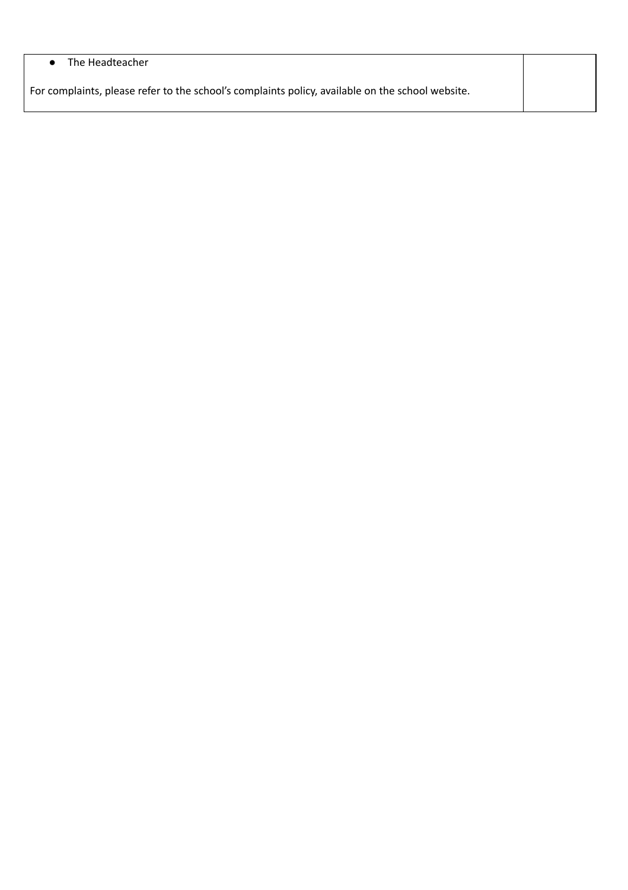| | |
|---|---|
| - The Headteacher<br><br>For complaints, please refer to the school's complaints policy, available on the school website. | |